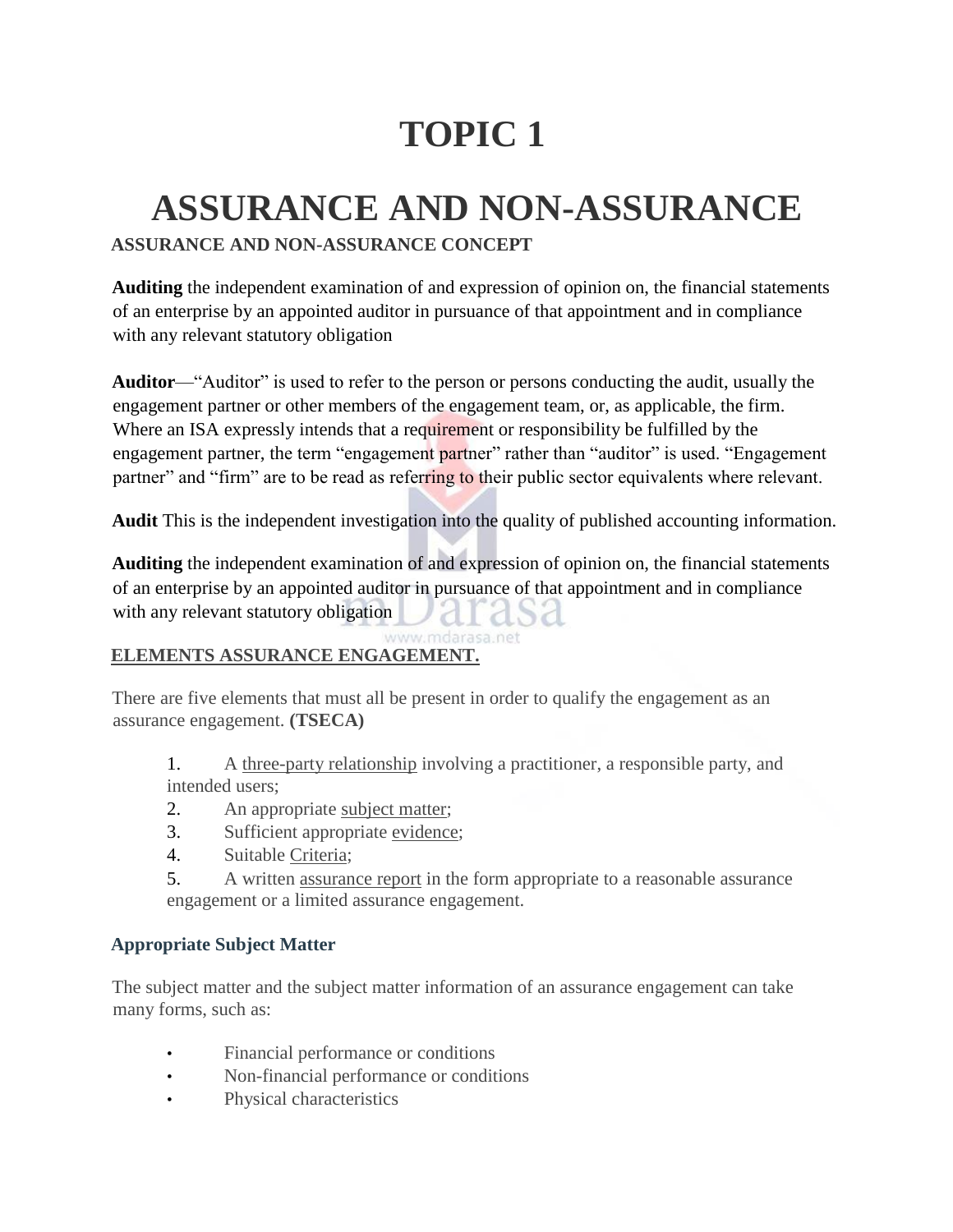# TOPIC 1

# ASSURANCE AND NON-ASSURANCE

### ASSURANCE AND NON-ASSURANCE CONCEPT

**Auditing** the independent examination of and expression of opinion on, the financial statements of an enterprise by an appointed auditor in pursuance of that appointment and in compliance with any relevant statutory obligation

**Auditor**—"Auditor" is used to refer to the person or persons conducting the audit, usually the engagement partner or other members of the engagement team, or, as applicable, the firm. Where an ISA expressly intends that a requirement or responsibility be fulfilled by the engagement partner, the term "engagement partner" rather than "auditor" is used. "Engagement partner" and "firm" are to be read as referring to their public sector equivalents where relevant.

**Audit** This is the independent investigation into the quality of published accounting information.

**Auditing** the independent examination of and expression of opinion on, the financial statements of an enterprise by an appointed auditor in pursuance of that appointment and in compliance with any relevant statutory obligation

### ELEMENTS ASSURANCE ENGAGEMENT.

There are five elements that must all be present in order to qualify the engagement as an assurance engagement. **(TSECA)**

1. A three-party relationship involving a practitioner, a responsible party, and intended users;
2. An appropriate subject matter;
3. Sufficient appropriate evidence;
4. Suitable Criteria;
5. A written assurance report in the form appropriate to a reasonable assurance engagement or a limited assurance engagement.

### Appropriate Subject Matter

The subject matter and the subject matter information of an assurance engagement can take many forms, such as:

- Financial performance or conditions
- Non-financial performance or conditions
- Physical characteristics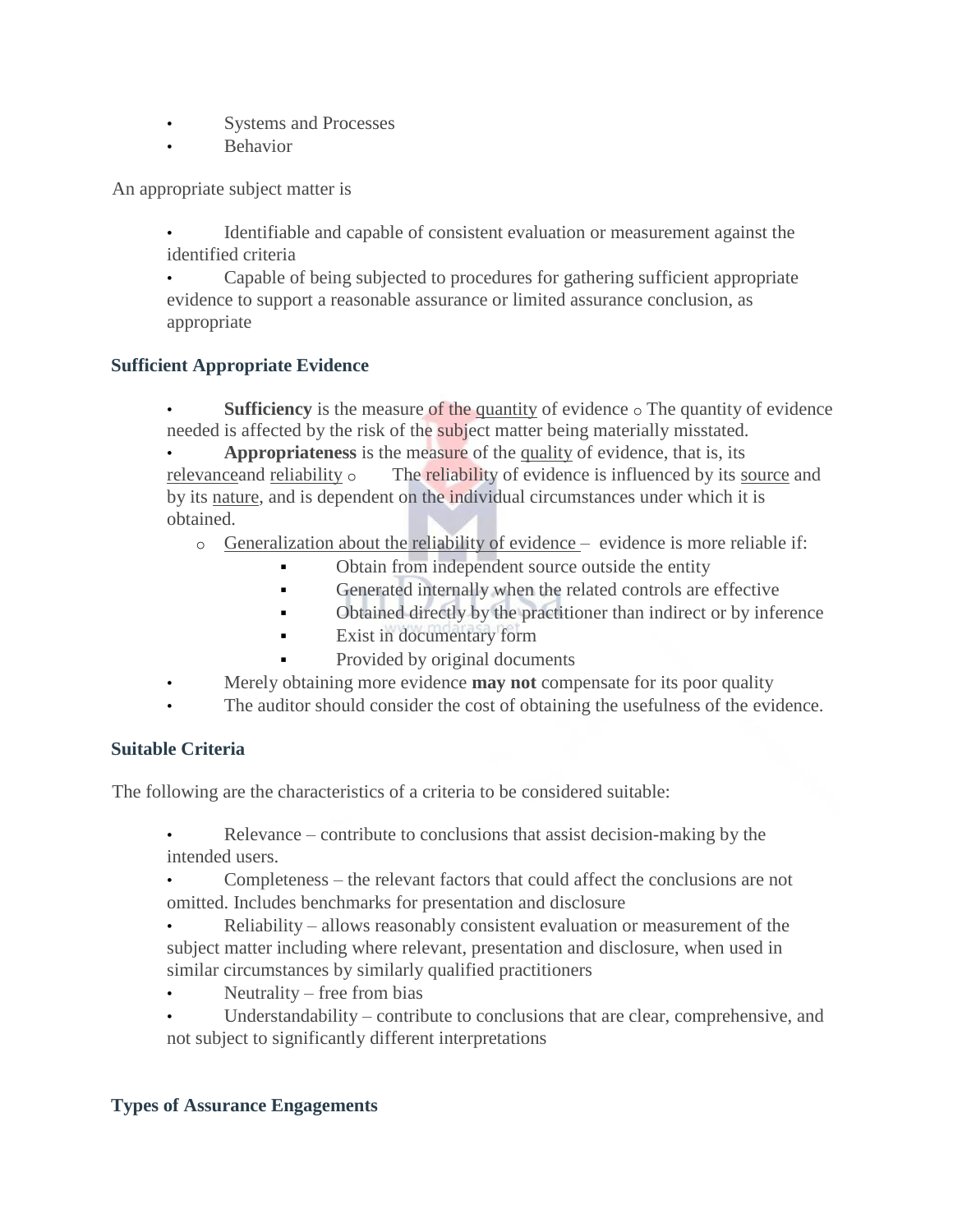- Systems and Processes
- Behavior

An appropriate subject matter is

- Identifiable and capable of consistent evaluation or measurement against the identified criteria
- Capable of being subjected to procedures for gathering sufficient appropriate evidence to support a reasonable assurance or limited assurance conclusion, as appropriate

**Sufficient Appropriate Evidence**

- **Sufficiency** is the measure of the quantity of evidence
  - The quantity of evidence needed is affected by the risk of the subject matter being materially misstated.
- **Appropriateness** is the measure of the quality of evidence, that is, its relevanceand reliability
  - The reliability of evidence is influenced by its source and by its nature, and is dependent on the individual circumstances under which it is obtained.
  - Generalization about the reliability of evidence – evidence is more reliable if:
    - Obtain from independent source outside the entity
    - Generated internally when the related controls are effective
    - Obtained directly by the practitioner than indirect or by inference
    - Exist in documentary form
    - Provided by original documents
- Merely obtaining more evidence **may not** compensate for its poor quality
- The auditor should consider the cost of obtaining the usefulness of the evidence.

**Suitable Criteria**

The following are the characteristics of a criteria to be considered suitable:

- Relevance – contribute to conclusions that assist decision-making by the intended users.
- Completeness – the relevant factors that could affect the conclusions are not omitted. Includes benchmarks for presentation and disclosure
- Reliability – allows reasonably consistent evaluation or measurement of the subject matter including where relevant, presentation and disclosure, when used in similar circumstances by similarly qualified practitioners
- Neutrality – free from bias
- Understandability – contribute to conclusions that are clear, comprehensive, and not subject to significantly different interpretations

**Types of Assurance Engagements**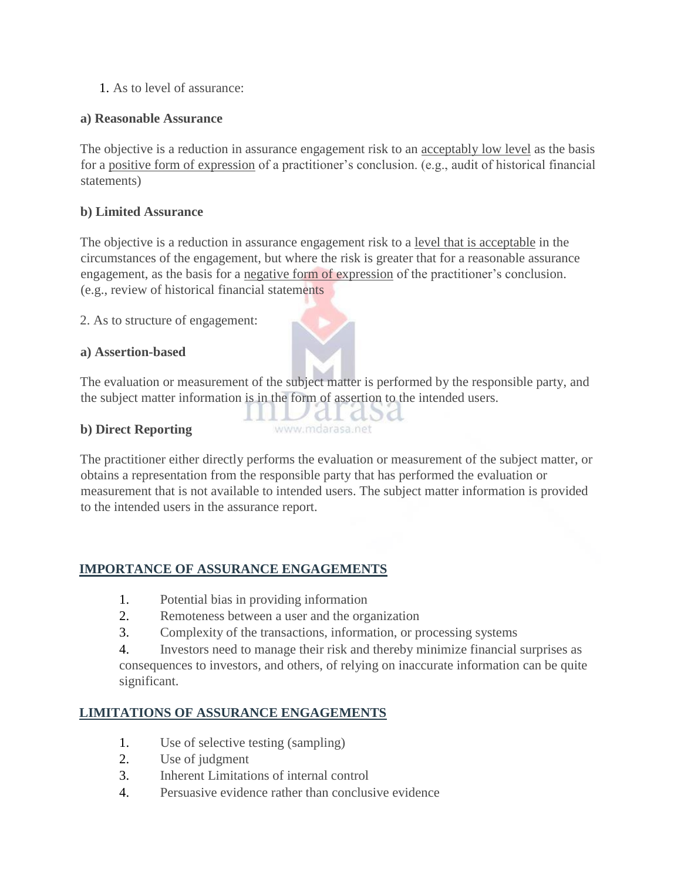1. As to level of assurance:

**a) Reasonable Assurance**

The objective is a reduction in assurance engagement risk to an acceptably low level as the basis for a positive form of expression of a practitioner's conclusion. (e.g., audit of historical financial statements)

**b) Limited Assurance**

The objective is a reduction in assurance engagement risk to a level that is acceptable in the circumstances of the engagement, but where the risk is greater that for a reasonable assurance engagement, as the basis for a negative form of expression of the practitioner's conclusion. (e.g., review of historical financial statements

2. As to structure of engagement:

**a) Assertion-based**

The evaluation or measurement of the subject matter is performed by the responsible party, and the subject matter information is in the form of assertion to the intended users.

**b) Direct Reporting**

The practitioner either directly performs the evaluation or measurement of the subject matter, or obtains a representation from the responsible party that has performed the evaluation or measurement that is not available to intended users. The subject matter information is provided to the intended users in the assurance report.

## IMPORTANCE OF ASSURANCE ENGAGEMENTS

1. Potential bias in providing information
2. Remoteness between a user and the organization
3. Complexity of the transactions, information, or processing systems
4. Investors need to manage their risk and thereby minimize financial surprises as consequences to investors, and others, of relying on inaccurate information can be quite significant.

## LIMITATIONS OF ASSURANCE ENGAGEMENTS

1. Use of selective testing (sampling)
2. Use of judgment
3. Inherent Limitations of internal control
4. Persuasive evidence rather than conclusive evidence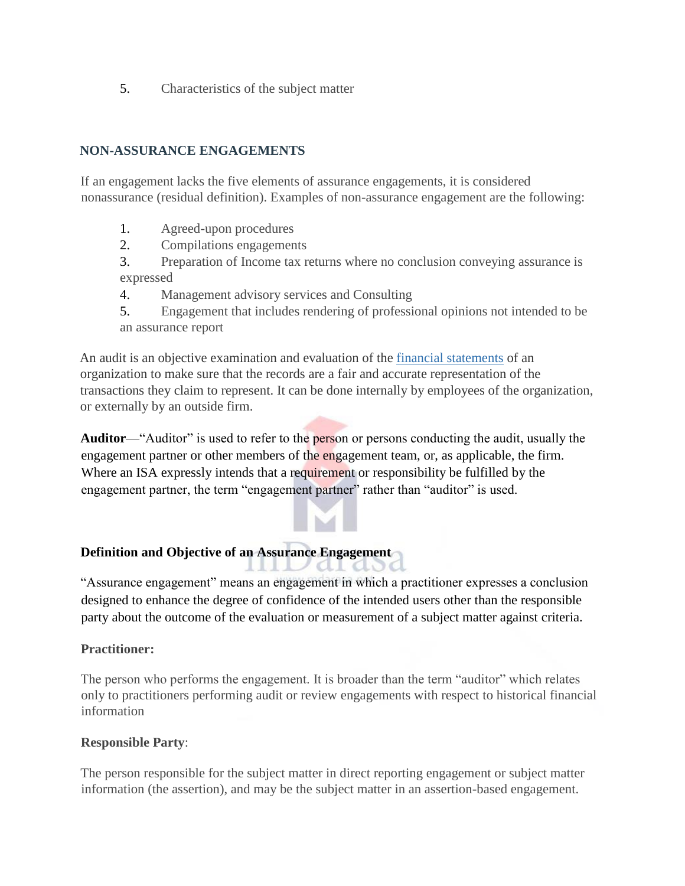5. Characteristics of the subject matter

## NON-ASSURANCE ENGAGEMENTS

If an engagement lacks the five elements of assurance engagements, it is considered nonassurance (residual definition). Examples of non-assurance engagement are the following:

1. Agreed-upon procedures
2. Compilations engagements
3. Preparation of Income tax returns where no conclusion conveying assurance is expressed
4. Management advisory services and Consulting
5. Engagement that includes rendering of professional opinions not intended to be an assurance report

An audit is an objective examination and evaluation of the financial statements of an organization to make sure that the records are a fair and accurate representation of the transactions they claim to represent. It can be done internally by employees of the organization, or externally by an outside firm.

**Auditor**—"Auditor" is used to refer to the person or persons conducting the audit, usually the engagement partner or other members of the engagement team, or, as applicable, the firm. Where an ISA expressly intends that a requirement or responsibility be fulfilled by the engagement partner, the term "engagement partner" rather than "auditor" is used.

### Definition and Objective of an Assurance Engagement

"Assurance engagement" means an engagement in which a practitioner expresses a conclusion designed to enhance the degree of confidence of the intended users other than the responsible party about the outcome of the evaluation or measurement of a subject matter against criteria.

**Practitioner:**

The person who performs the engagement. It is broader than the term "auditor" which relates only to practitioners performing audit or review engagements with respect to historical financial information

**Responsible Party**:

The person responsible for the subject matter in direct reporting engagement or subject matter information (the assertion), and may be the subject matter in an assertion-based engagement.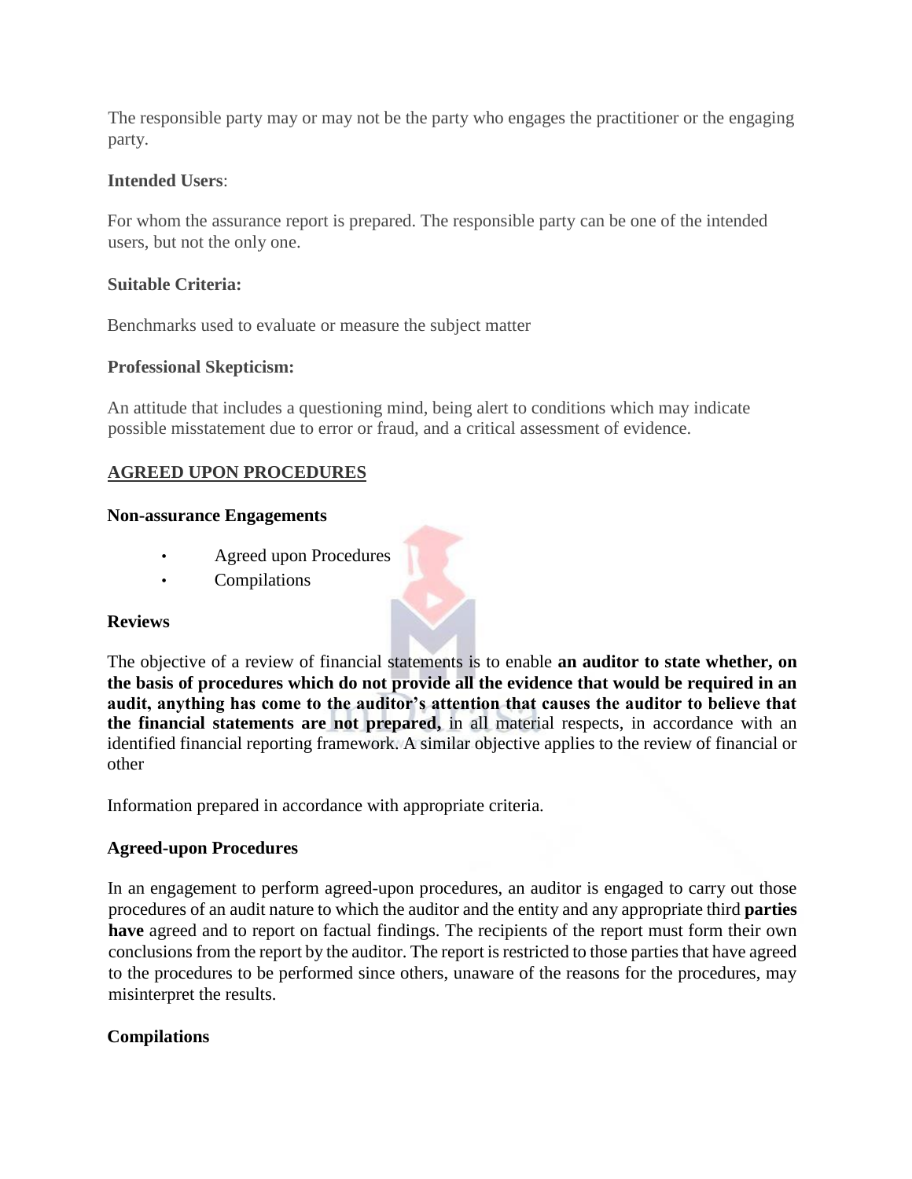The responsible party may or may not be the party who engages the practitioner or the engaging party.

**Intended Users**:

For whom the assurance report is prepared. The responsible party can be one of the intended users, but not the only one.

**Suitable Criteria:**

Benchmarks used to evaluate or measure the subject matter

**Professional Skepticism:**

An attitude that includes a questioning mind, being alert to conditions which may indicate possible misstatement due to error or fraud, and a critical assessment of evidence.

## AGREED UPON PROCEDURES

**Non-assurance Engagements**

- Agreed upon Procedures
- Compilations

**Reviews**

The objective of a review of financial statements is to enable **an auditor to state whether, on the basis of procedures which do not provide all the evidence that would be required in an audit, anything has come to the auditor's attention that causes the auditor to believe that the financial statements are not prepared,** in all material respects, in accordance with an identified financial reporting framework. A similar objective applies to the review of financial or other

Information prepared in accordance with appropriate criteria.

**Agreed-upon Procedures**

In an engagement to perform agreed-upon procedures, an auditor is engaged to carry out those procedures of an audit nature to which the auditor and the entity and any appropriate third **parties have** agreed and to report on factual findings. The recipients of the report must form their own conclusions from the report by the auditor. The report is restricted to those parties that have agreed to the procedures to be performed since others, unaware of the reasons for the procedures, may misinterpret the results.

**Compilations**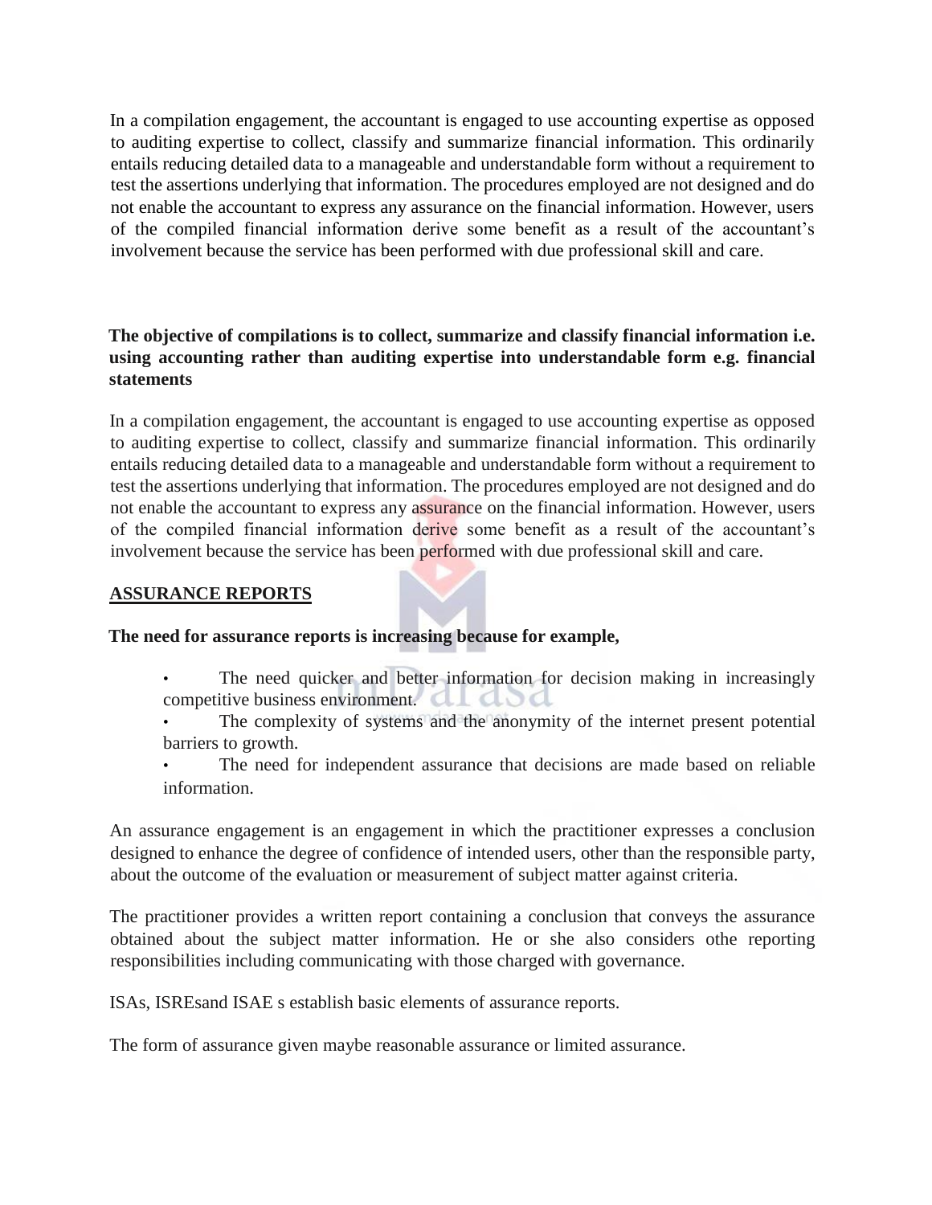In a compilation engagement, the accountant is engaged to use accounting expertise as opposed to auditing expertise to collect, classify and summarize financial information. This ordinarily entails reducing detailed data to a manageable and understandable form without a requirement to test the assertions underlying that information. The procedures employed are not designed and do not enable the accountant to express any assurance on the financial information. However, users of the compiled financial information derive some benefit as a result of the accountant's involvement because the service has been performed with due professional skill and care.

**The objective of compilations is to collect, summarize and classify financial information i.e. using accounting rather than auditing expertise into understandable form e.g. financial statements**

In a compilation engagement, the accountant is engaged to use accounting expertise as opposed to auditing expertise to collect, classify and summarize financial information. This ordinarily entails reducing detailed data to a manageable and understandable form without a requirement to test the assertions underlying that information. The procedures employed are not designed and do not enable the accountant to express any assurance on the financial information. However, users of the compiled financial information derive some benefit as a result of the accountant's involvement because the service has been performed with due professional skill and care.

## ASSURANCE REPORTS

**The need for assurance reports is increasing because for example,**

- The need quicker and better information for decision making in increasingly competitive business environment.
- The complexity of systems and the anonymity of the internet present potential barriers to growth.
- The need for independent assurance that decisions are made based on reliable information.

An assurance engagement is an engagement in which the practitioner expresses a conclusion designed to enhance the degree of confidence of intended users, other than the responsible party, about the outcome of the evaluation or measurement of subject matter against criteria.

The practitioner provides a written report containing a conclusion that conveys the assurance obtained about the subject matter information. He or she also considers othe reporting responsibilities including communicating with those charged with governance.

ISAs, ISREsand ISAE s establish basic elements of assurance reports.

The form of assurance given maybe reasonable assurance or limited assurance.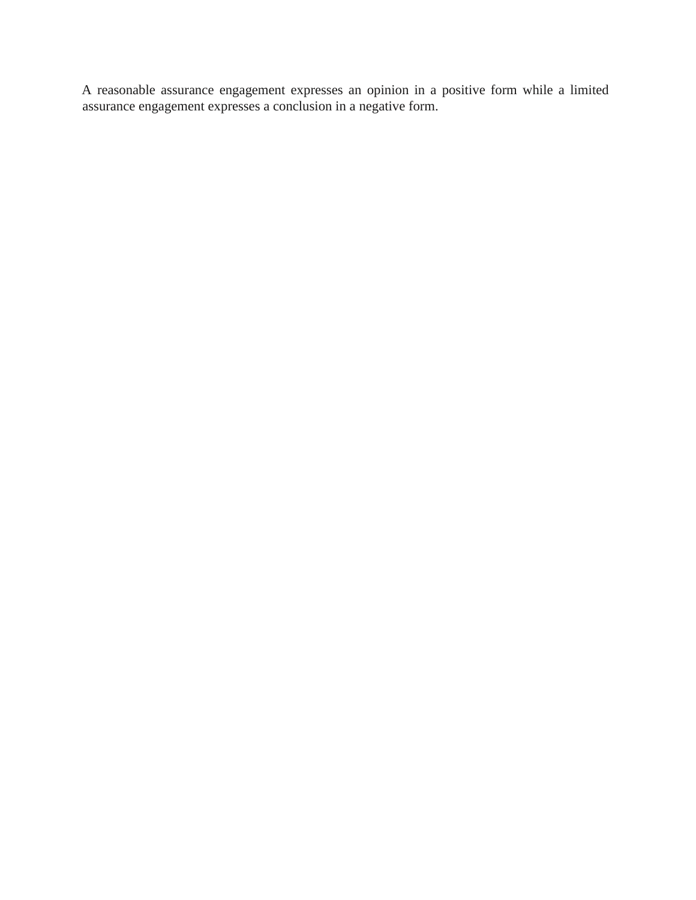A reasonable assurance engagement expresses an opinion in a positive form while a limited assurance engagement expresses a conclusion in a negative form.